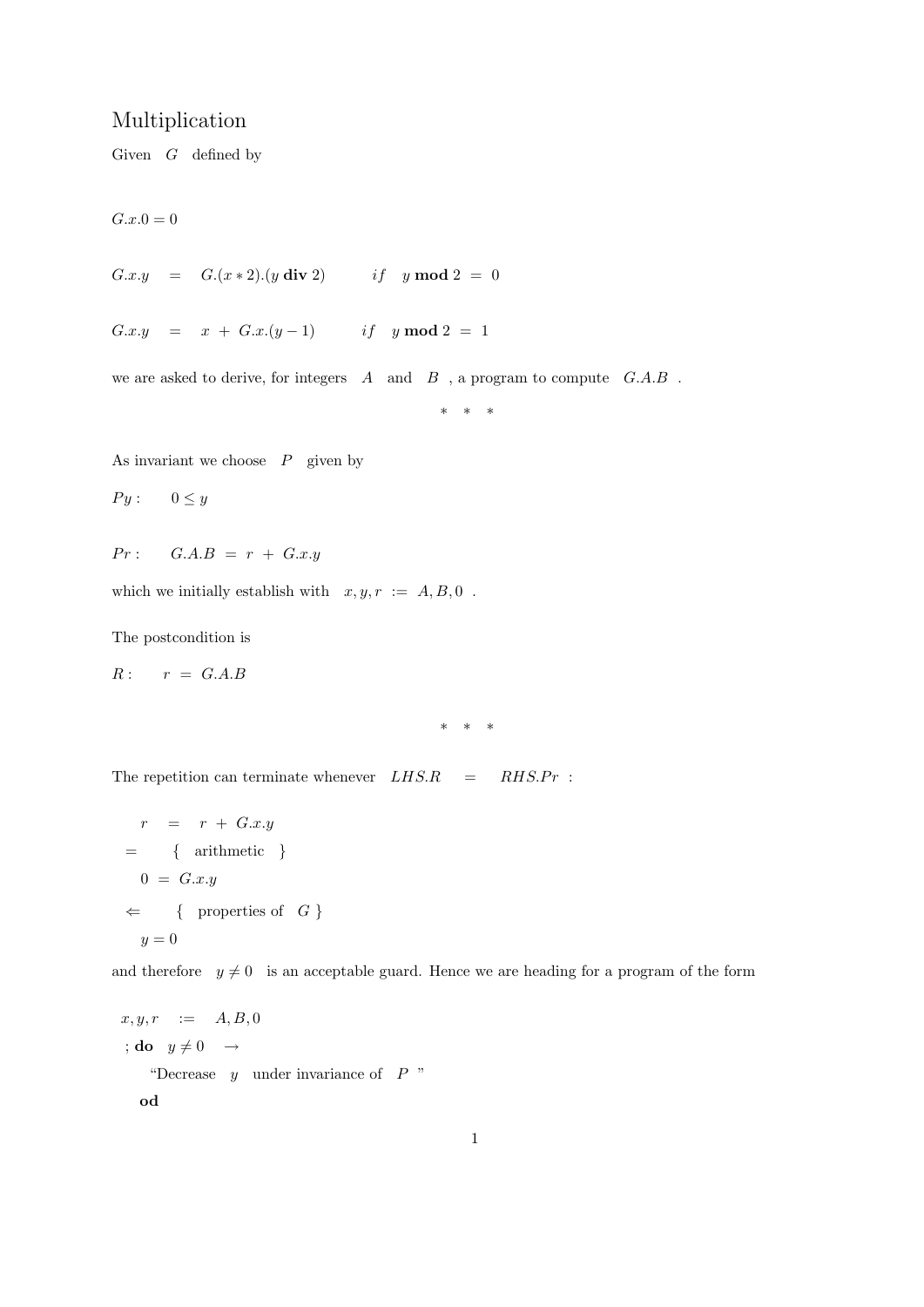# Multiplication

Given $G$ defined by

$$G.x.0 = 0$$

$$G.x.y \quad = \quad G.(x * 2).(y \ \mathbf{div} \ 2) \qquad if \quad y \ \mathbf{mod} \ 2 \ = \ 0$$

$$G.x.y \quad = \quad x \ + \ G.x.(y-1) \qquad if \quad y \ \mathbf{mod} \ 2 \ = \ 1$$

we are asked to derive, for integers $A$ and $B$ , a program to compute $G.A.B$ .

\* \* \*

As invariant we choose $P$ given by

$Py : \quad 0 \leq y$

$Pr : \quad G.A.B \ = \ r \ + \ G.x.y$

which we initially establish with $x, y, r \ := \ A, B, 0$ .

The postcondition is

$R : \quad r \ = \ G.A.B$

\* \* \*

The repetition can terminate whenever $LHS.R \quad = \quad RHS.Pr$ :

$$
\begin{array}{ll}
& r \quad = \quad r \ + \ G.x.y \\
= & \qquad \{ \quad \text{arithmetic} \quad \} \\
& 0 \ = \ G.x.y \\
\Leftarrow & \qquad \{ \quad \text{properties of} \quad G \ \} \\
& y = 0
\end{array}
$$

and therefore $y \neq 0$ is an acceptable guard. Hence we are heading for a program of the form

```
 x, y, r   :=   A, B, 0
; do   y ≠ 0   →
     “Decrease  y  under invariance of  P ”
  od
```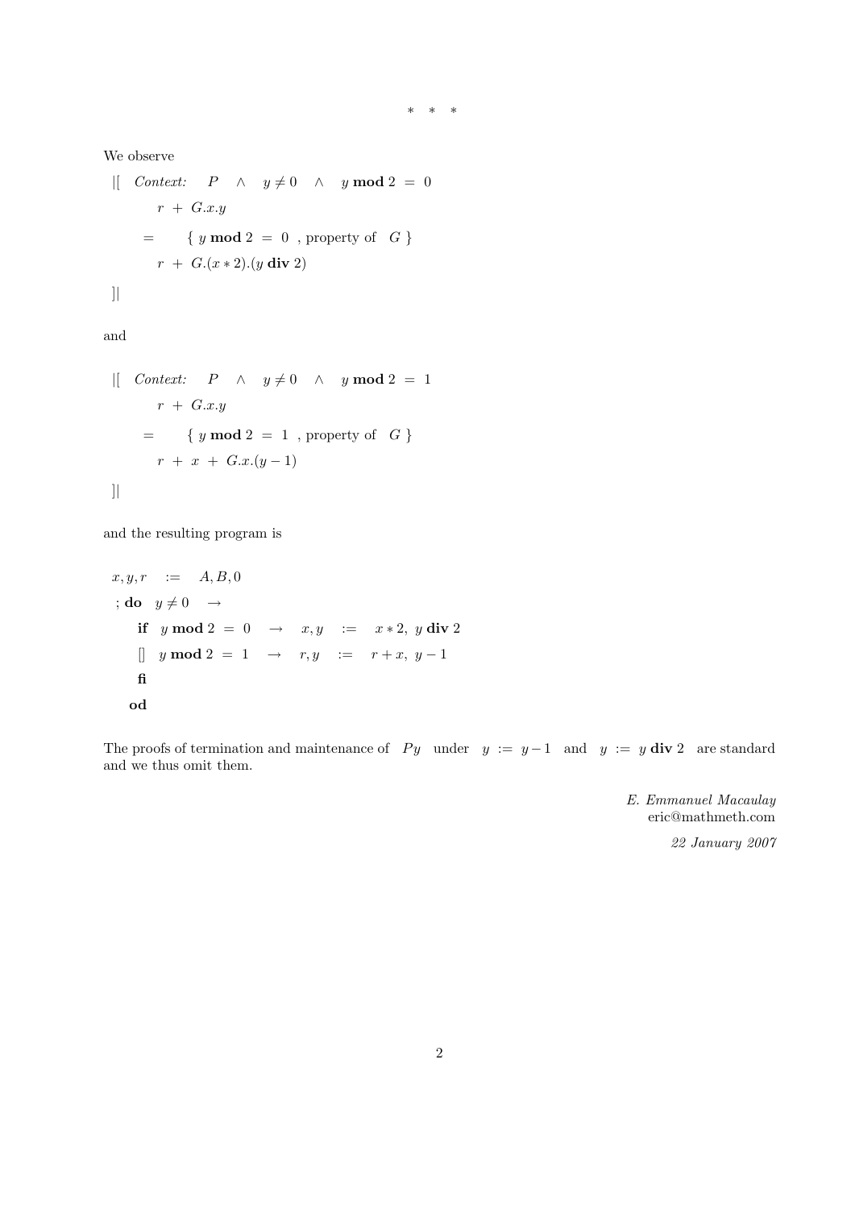\*   \*   \*

We observe

|[ *Context:* $P \wedge y \neq 0 \wedge y \textbf{ mod } 2 = 0$

$$r + G.x.y$$

$$= \quad \{ \; y \textbf{ mod } 2 = 0 \text{ , property of } G \; \}$$

$$r + G.(x * 2).(y \textbf{ div } 2)$$

]|

and

|[ *Context:* $P \wedge y \neq 0 \wedge y \textbf{ mod } 2 = 1$

$$r + G.x.y$$

$$= \quad \{ \; y \textbf{ mod } 2 = 1 \text{ , property of } G \; \}$$

$$r + x + G.x.(y - 1)$$

]|

and the resulting program is

```
x, y, r  :=  A, B, 0
; do  y ≠ 0  →
    if  y mod 2 = 0  →  x, y  :=  x * 2, y div 2
    []  y mod 2 = 1  →  r, y  :=  r + x, y − 1
    fi
  od
```

The proofs of termination and maintenance of $Py$ under $y := y - 1$ and $y := y \textbf{ div } 2$ are standard and we thus omit them.

*E. Emmanuel Macaulay*
eric@mathmeth.com

*22 January 2007*